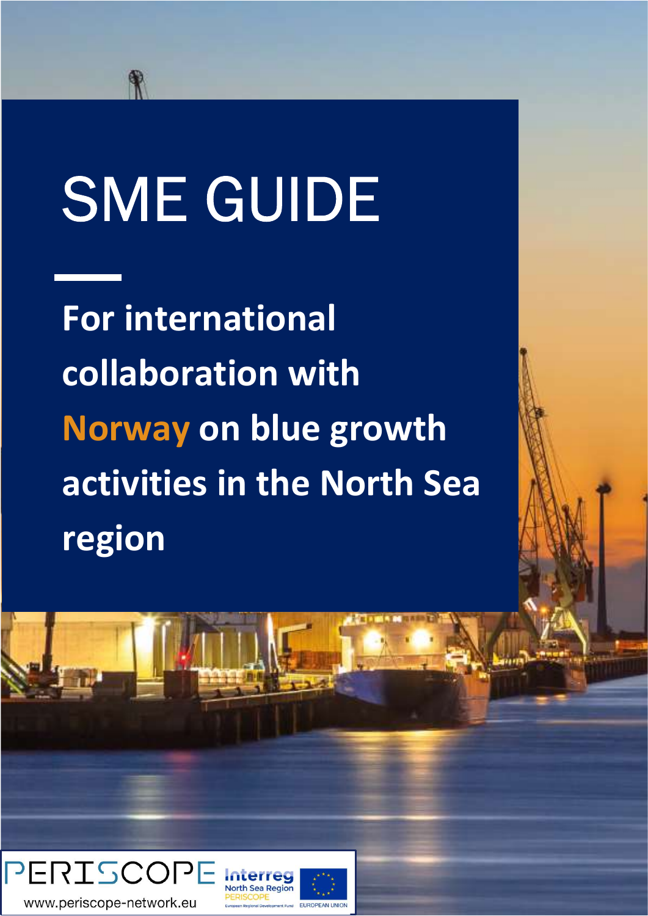# SME GUIDE

**For international collaboration with Norway on blue growth activities in the North Sea region**

PERISCOPE

www.periscope-network.eu

Interreg North Sea Region PERISCOPE

European Regional Development Fund

EUROPEAN UNION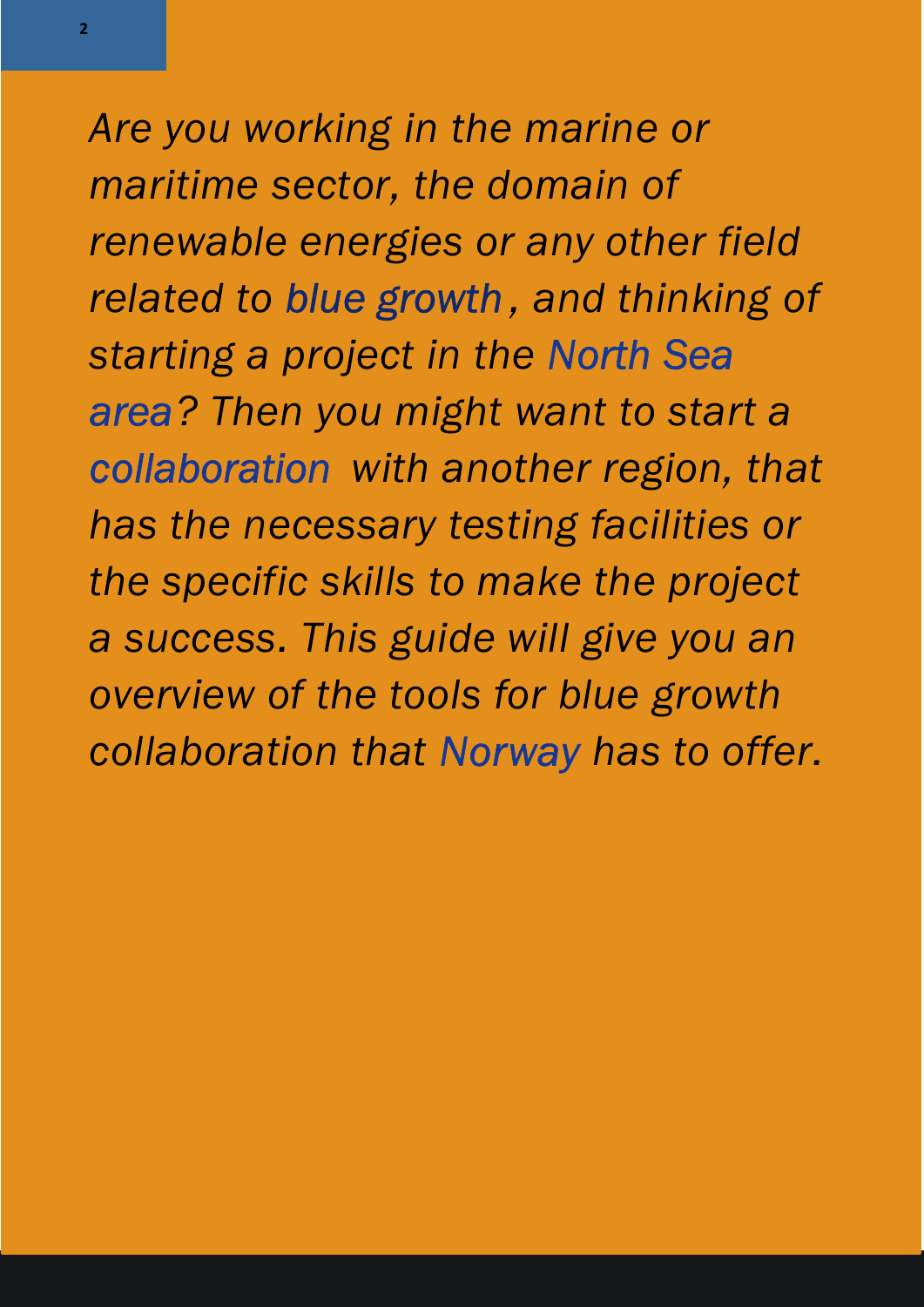*Are you working in the marine or maritime sector, the domain of renewable energies or any other field related to blue growth, and thinking of starting a project in the North Sea area? Then you might want to start a collaboration with another region, that has the necessary testing facilities or the specific skills to make the project a success. This guide will give you an overview of the tools for blue growth collaboration that Norway has to offer.*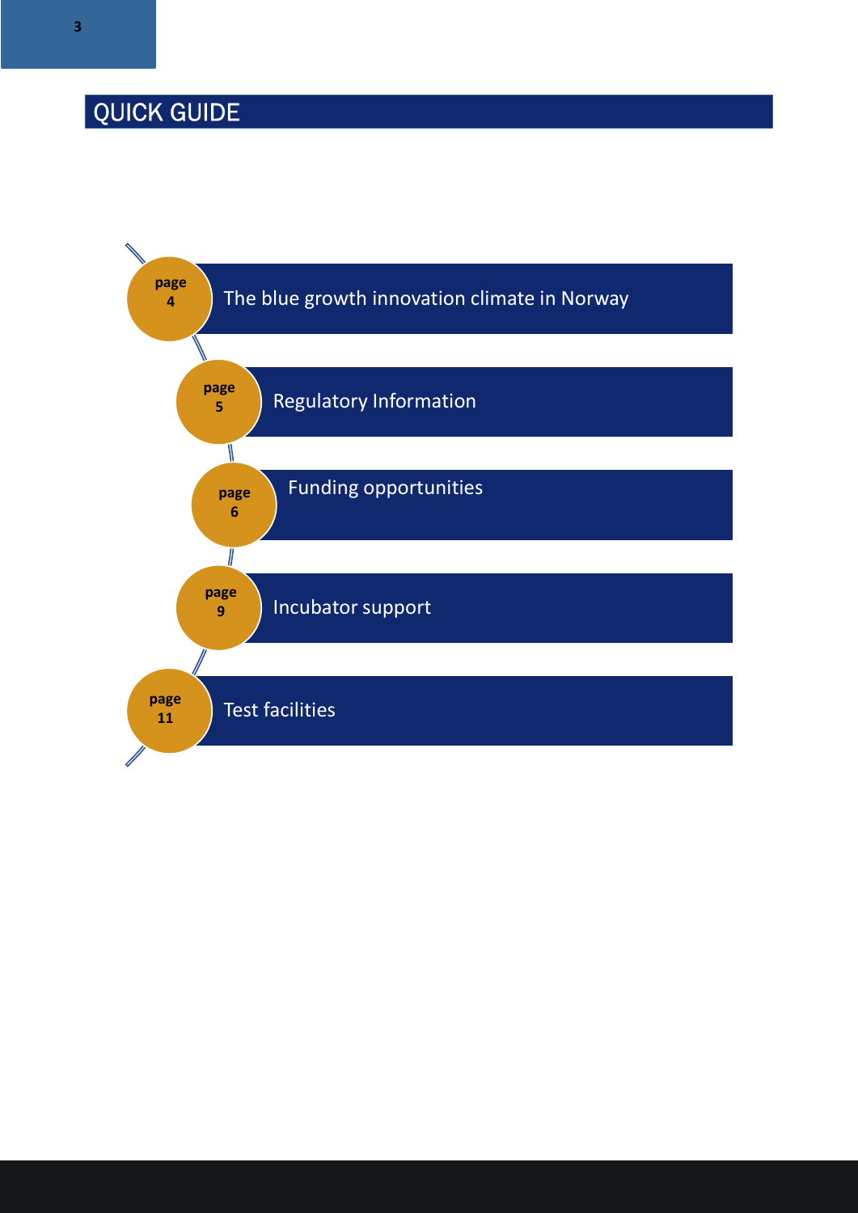# QUICK GUIDE

- page 4 — The blue growth innovation climate in Norway
- page 5 — Regulatory Information
- page 6 — Funding opportunities
- page 9 — Incubator support
- page 11 — Test facilities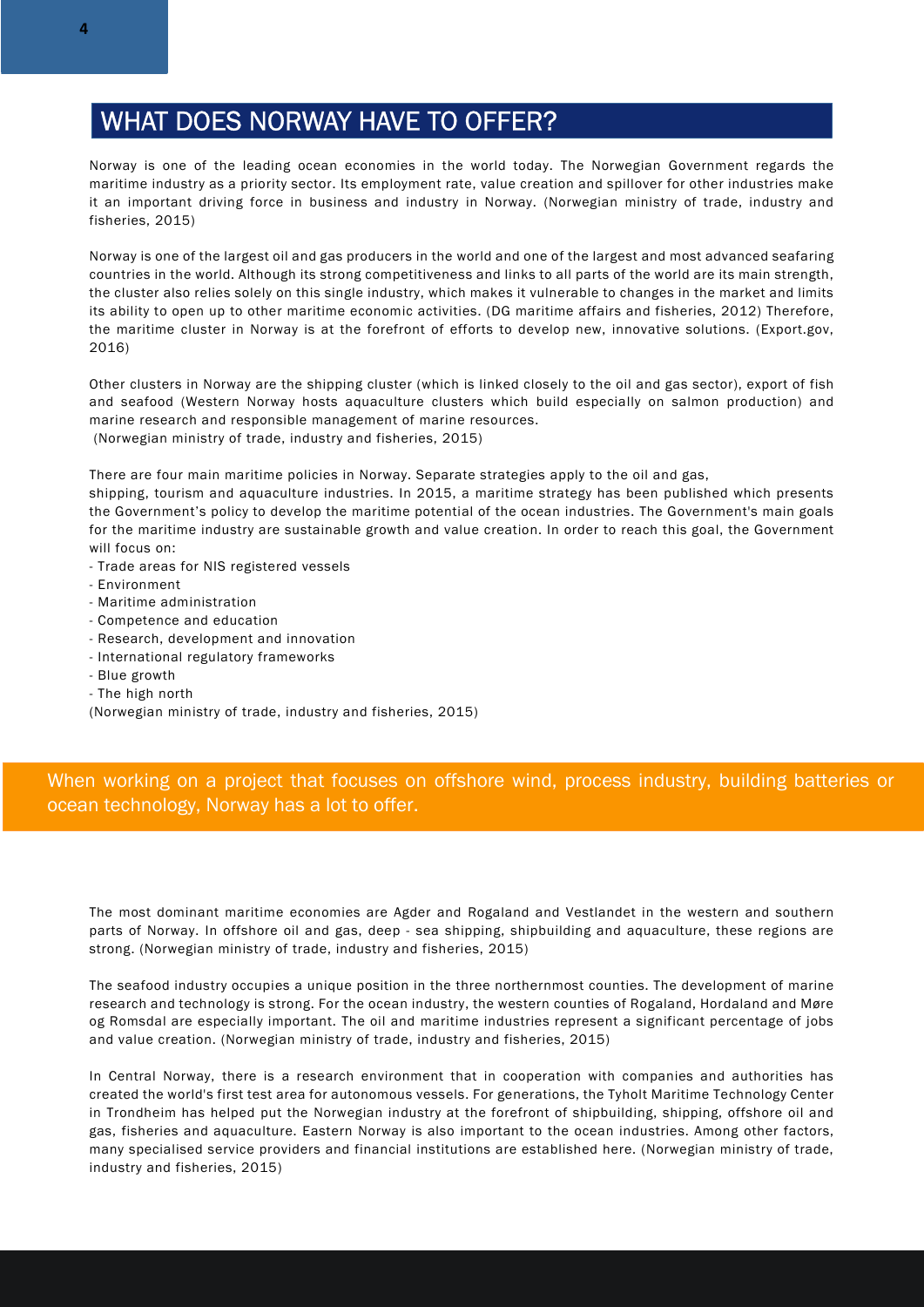## WHAT DOES NORWAY HAVE TO OFFER?

Norway is one of the leading ocean economies in the world today. The Norwegian Government regards the maritime industry as a priority sector. Its employment rate, value creation and spillover for other industries make it an important driving force in business and industry in Norway. (Norwegian ministry of trade, industry and fisheries, 2015)

Norway is one of the largest oil and gas producers in the world and one of the largest and most advanced seafaring countries in the world. Although its strong competitiveness and links to all parts of the world are its main strength, the cluster also relies solely on this single industry, which makes it vulnerable to changes in the market and limits its ability to open up to other maritime economic activities. (DG maritime affairs and fisheries, 2012) Therefore, the maritime cluster in Norway is at the forefront of efforts to develop new, innovative solutions. (Export.gov, 2016)

Other clusters in Norway are the shipping cluster (which is linked closely to the oil and gas sector), export of fish and seafood (Western Norway hosts aquaculture clusters which build especially on salmon production) and marine research and responsible management of marine resources.
(Norwegian ministry of trade, industry and fisheries, 2015)

There are four main maritime policies in Norway. Separate strategies apply to the oil and gas, shipping, tourism and aquaculture industries. In 2015, a maritime strategy has been published which presents the Government's policy to develop the maritime potential of the ocean industries. The Government's main goals for the maritime industry are sustainable growth and value creation. In order to reach this goal, the Government will focus on:

- Trade areas for NIS registered vessels
- Environment
- Maritime administration
- Competence and education
- Research, development and innovation
- International regulatory frameworks
- Blue growth
- The high north

(Norwegian ministry of trade, industry and fisheries, 2015)

When working on a project that focuses on offshore wind, process industry, building batteries or ocean technology, Norway has a lot to offer.

The most dominant maritime economies are Agder and Rogaland and Vestlandet in the western and southern parts of Norway. In offshore oil and gas, deep - sea shipping, shipbuilding and aquaculture, these regions are strong. (Norwegian ministry of trade, industry and fisheries, 2015)

The seafood industry occupies a unique position in the three northernmost counties. The development of marine research and technology is strong. For the ocean industry, the western counties of Rogaland, Hordaland and Møre og Romsdal are especially important. The oil and maritime industries represent a significant percentage of jobs and value creation. (Norwegian ministry of trade, industry and fisheries, 2015)

In Central Norway, there is a research environment that in cooperation with companies and authorities has created the world's first test area for autonomous vessels. For generations, the Tyholt Maritime Technology Center in Trondheim has helped put the Norwegian industry at the forefront of shipbuilding, shipping, offshore oil and gas, fisheries and aquaculture. Eastern Norway is also important to the ocean industries. Among other factors, many specialised service providers and financial institutions are established here. (Norwegian ministry of trade, industry and fisheries, 2015)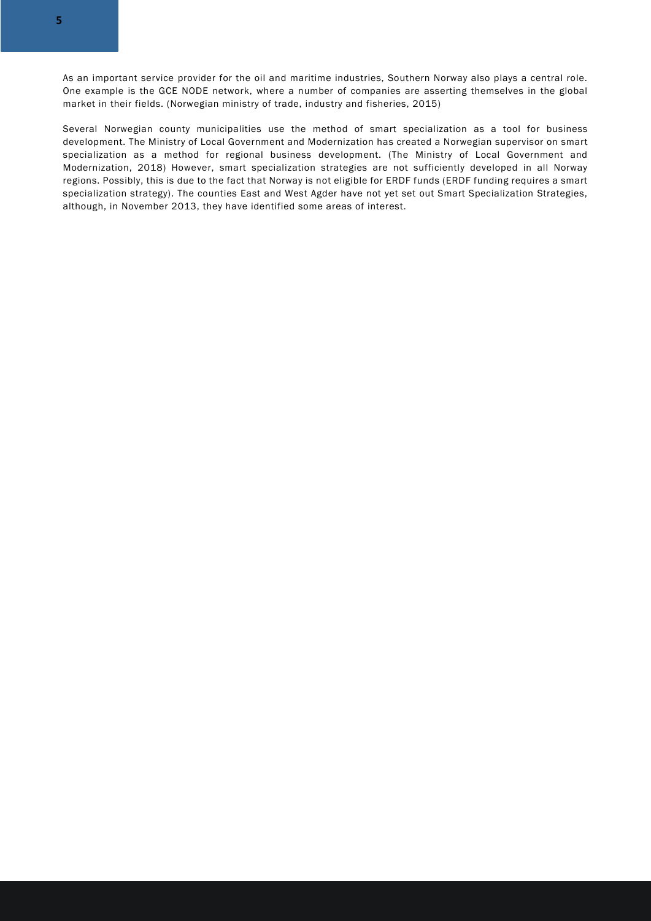As an important service provider for the oil and maritime industries, Southern Norway also plays a central role. One example is the GCE NODE network, where a number of companies are asserting themselves in the global market in their fields. (Norwegian ministry of trade, industry and fisheries, 2015)

Several Norwegian county municipalities use the method of smart specialization as a tool for business development. The Ministry of Local Government and Modernization has created a Norwegian supervisor on smart specialization as a method for regional business development. (The Ministry of Local Government and Modernization, 2018) However, smart specialization strategies are not sufficiently developed in all Norway regions. Possibly, this is due to the fact that Norway is not eligible for ERDF funds (ERDF funding requires a smart specialization strategy). The counties East and West Agder have not yet set out Smart Specialization Strategies, although, in November 2013, they have identified some areas of interest.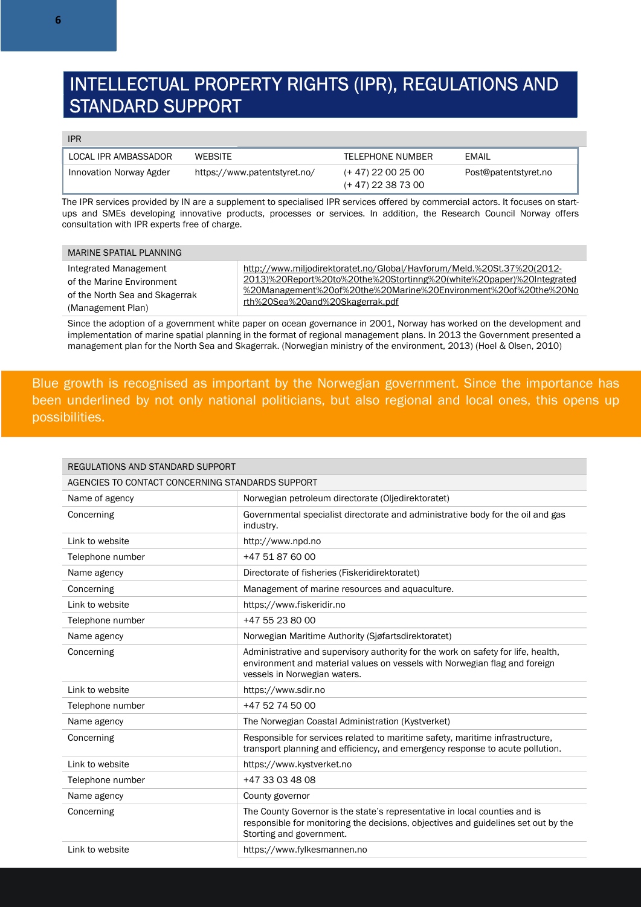# INTELLECTUAL PROPERTY RIGHTS (IPR), REGULATIONS AND STANDARD SUPPORT

| IPR | | | |
|---|---|---|---|
| LOCAL IPR AMBASSADOR | WEBSITE | TELEPHONE NUMBER | EMAIL |
| Innovation Norway Agder | https://www.patentstyret.no/ | (+ 47) 22 00 25 00<br>(+ 47) 22 38 73 00 | Post@patentstyret.no |

The IPR services provided by IN are a supplement to specialised IPR services offered by commercial actors. It focuses on start-ups and SMEs developing innovative products, processes or services. In addition, the Research Council Norway offers consultation with IPR experts free of charge.

| MARINE SPATIAL PLANNING | |
|---|---|
| Integrated Management of the Marine Environment of the North Sea and Skagerrak (Management Plan) | http://www.miljodirektoratet.no/Global/Havforum/Meld.%20St.37%20(2012-2013)%20Report%20to%20the%20Stortinng%20(white%20paper)%20Integrated%20Management%20of%20the%20Marine%20Environment%20of%20the%20North%20Sea%20and%20Skagerrak.pdf |

Since the adoption of a government white paper on ocean governance in 2001, Norway has worked on the development and implementation of marine spatial planning in the format of regional management plans. In 2013 the Government presented a management plan for the North Sea and Skagerrak. (Norwegian ministry of the environment, 2013) (Hoel & Olsen, 2010)

Blue growth is recognised as important by the Norwegian government. Since the importance has been underlined by not only national politicians, but also regional and local ones, this opens up possibilities.

| REGULATIONS AND STANDARD SUPPORT | |
|---|---|
| AGENCIES TO CONTACT CONCERNING STANDARDS SUPPORT | |
| Name of agency | Norwegian petroleum directorate (Oljedirektoratet) |
| Concerning | Governmental specialist directorate and administrative body for the oil and gas industry. |
| Link to website | http://www.npd.no |
| Telephone number | +47 51 87 60 00 |
| Name agency | Directorate of fisheries (Fiskeridirektoratet) |
| Concerning | Management of marine resources and aquaculture. |
| Link to website | https://www.fiskeridir.no |
| Telephone number | +47 55 23 80 00 |
| Name agency | Norwegian Maritime Authority (Sjøfartsdirektoratet) |
| Concerning | Administrative and supervisory authority for the work on safety for life, health, environment and material values on vessels with Norwegian flag and foreign vessels in Norwegian waters. |
| Link to website | https://www.sdir.no |
| Telephone number | +47 52 74 50 00 |
| Name agency | The Norwegian Coastal Administration (Kystverket) |
| Concerning | Responsible for services related to maritime safety, maritime infrastructure, transport planning and efficiency, and emergency response to acute pollution. |
| Link to website | https://www.kystverket.no |
| Telephone number | +47 33 03 48 08 |
| Name agency | County governor |
| Concerning | The County Governor is the state's representative in local counties and is responsible for monitoring the decisions, objectives and guidelines set out by the Storting and government. |
| Link to website | https://www.fylkesmannen.no |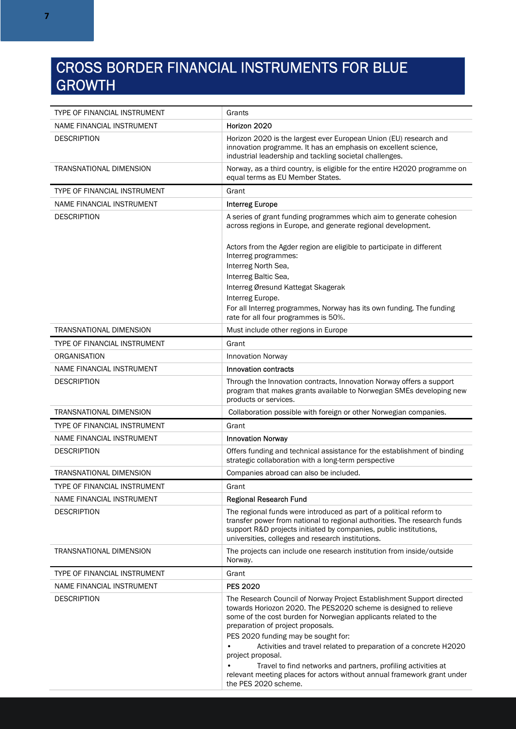# CROSS BORDER FINANCIAL INSTRUMENTS FOR BLUE GROWTH

| | |
|---|---|
| TYPE OF FINANCIAL INSTRUMENT | Grants |
| NAME FINANCIAL INSTRUMENT | **Horizon 2020** |
| DESCRIPTION | Horizon 2020 is the largest ever European Union (EU) research and innovation programme. It has an emphasis on excellent science, industrial leadership and tackling societal challenges. |
| TRANSNATIONAL DIMENSION | Norway, as a third country, is eligible for the entire H2020 programme on equal terms as EU Member States. |
| TYPE OF FINANCIAL INSTRUMENT | Grant |
| NAME FINANCIAL INSTRUMENT | **Interreg Europe** |
| DESCRIPTION | A series of grant funding programmes which aim to generate cohesion across regions in Europe, and generate regional development.<br><br>Actors from the Agder region are eligible to participate in different Interreg programmes:<br>Interreg North Sea,<br>Interreg Baltic Sea,<br>Interreg Øresund Kattegat Skagerak<br>Interreg Europe.<br>For all Interreg programmes, Norway has its own funding. The funding rate for all four programmes is 50%. |
| TRANSNATIONAL DIMENSION | Must include other regions in Europe |
| TYPE OF FINANCIAL INSTRUMENT | Grant |
| ORGANISATION | Innovation Norway |
| NAME FINANCIAL INSTRUMENT | **Innovation contracts** |
| DESCRIPTION | Through the Innovation contracts, Innovation Norway offers a support program that makes grants available to Norwegian SMEs developing new products or services. |
| TRANSNATIONAL DIMENSION | Collaboration possible with foreign or other Norwegian companies. |
| TYPE OF FINANCIAL INSTRUMENT | Grant |
| NAME FINANCIAL INSTRUMENT | **Innovation Norway** |
| DESCRIPTION | Offers funding and technical assistance for the establishment of binding strategic collaboration with a long-term perspective |
| TRANSNATIONAL DIMENSION | Companies abroad can also be included. |
| TYPE OF FINANCIAL INSTRUMENT | Grant |
| NAME FINANCIAL INSTRUMENT | **Regional Research Fund** |
| DESCRIPTION | The regional funds were introduced as part of a political reform to transfer power from national to regional authorities. The research funds support R&D projects initiated by companies, public institutions, universities, colleges and research institutions. |
| TRANSNATIONAL DIMENSION | The projects can include one research institution from inside/outside Norway. |
| TYPE OF FINANCIAL INSTRUMENT | Grant |
| NAME FINANCIAL INSTRUMENT | **PES 2020** |
| DESCRIPTION | The Research Council of Norway Project Establishment Support directed towards Horiozon 2020. The PES2020 scheme is designed to relieve some of the cost burden for Norwegian applicants related to the preparation of project proposals.<br>PES 2020 funding may be sought for:<br>• Activities and travel related to preparation of a concrete H2020 project proposal.<br>• Travel to find networks and partners, profiling activities at relevant meeting places for actors without annual framework grant under the PES 2020 scheme. |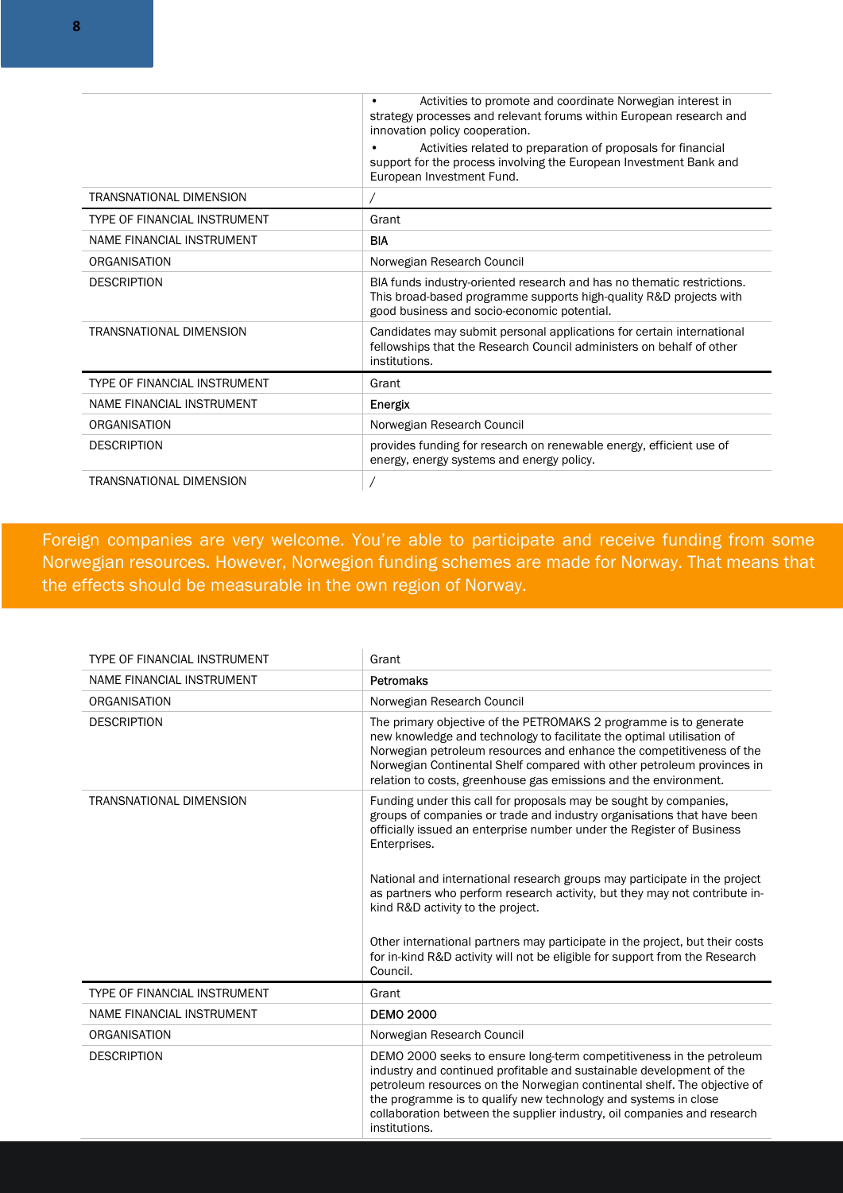| | |
|---|---|
| | • Activities to promote and coordinate Norwegian interest in strategy processes and relevant forums within European research and innovation policy cooperation.<br>• Activities related to preparation of proposals for financial support for the process involving the European Investment Bank and European Investment Fund. |
| TRANSNATIONAL DIMENSION | / |

| | |
|---|---|
| TYPE OF FINANCIAL INSTRUMENT | Grant |
| NAME FINANCIAL INSTRUMENT | **BIA** |
| ORGANISATION | Norwegian Research Council |
| DESCRIPTION | BIA funds industry-oriented research and has no thematic restrictions. This broad-based programme supports high-quality R&D projects with good business and socio-economic potential. |
| TRANSNATIONAL DIMENSION | Candidates may submit personal applications for certain international fellowships that the Research Council administers on behalf of other institutions. |

| | |
|---|---|
| TYPE OF FINANCIAL INSTRUMENT | Grant |
| NAME FINANCIAL INSTRUMENT | **Energix** |
| ORGANISATION | Norwegian Research Council |
| DESCRIPTION | provides funding for research on renewable energy, efficient use of energy, energy systems and energy policy. |
| TRANSNATIONAL DIMENSION | / |

Foreign companies are very welcome. You're able to participate and receive funding from some Norwegian resources. However, Norwegion funding schemes are made for Norway. That means that the effects should be measurable in the own region of Norway.

| | |
|---|---|
| TYPE OF FINANCIAL INSTRUMENT | Grant |
| NAME FINANCIAL INSTRUMENT | **Petromaks** |
| ORGANISATION | Norwegian Research Council |
| DESCRIPTION | The primary objective of the PETROMAKS 2 programme is to generate new knowledge and technology to facilitate the optimal utilisation of Norwegian petroleum resources and enhance the competitiveness of the Norwegian Continental Shelf compared with other petroleum provinces in relation to costs, greenhouse gas emissions and the environment. |
| TRANSNATIONAL DIMENSION | Funding under this call for proposals may be sought by companies, groups of companies or trade and industry organisations that have been officially issued an enterprise number under the Register of Business Enterprises.<br><br>National and international research groups may participate in the project as partners who perform research activity, but they may not contribute in-kind R&D activity to the project.<br><br>Other international partners may participate in the project, but their costs for in-kind R&D activity will not be eligible for support from the Research Council. |

| | |
|---|---|
| TYPE OF FINANCIAL INSTRUMENT | Grant |
| NAME FINANCIAL INSTRUMENT | **DEMO 2000** |
| ORGANISATION | Norwegian Research Council |
| DESCRIPTION | DEMO 2000 seeks to ensure long-term competitiveness in the petroleum industry and continued profitable and sustainable development of the petroleum resources on the Norwegian continental shelf. The objective of the programme is to qualify new technology and systems in close collaboration between the supplier industry, oil companies and research institutions. |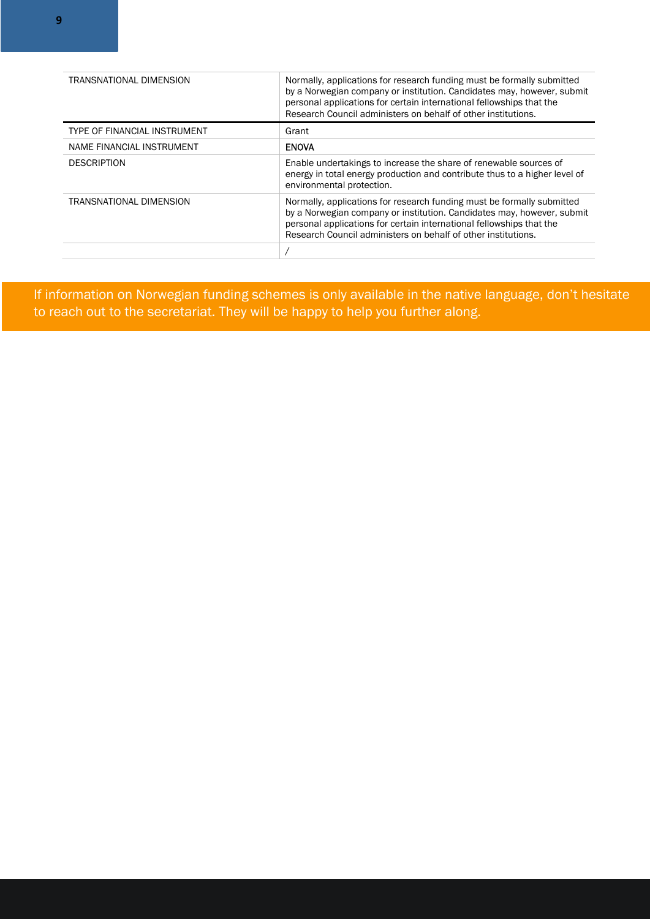| | |
|---|---|
| TRANSNATIONAL DIMENSION | Normally, applications for research funding must be formally submitted by a Norwegian company or institution. Candidates may, however, submit personal applications for certain international fellowships that the Research Council administers on behalf of other institutions. |
| TYPE OF FINANCIAL INSTRUMENT | Grant |
| NAME FINANCIAL INSTRUMENT | **ENOVA** |
| DESCRIPTION | Enable undertakings to increase the share of renewable sources of energy in total energy production and contribute thus to a higher level of environmental protection. |
| TRANSNATIONAL DIMENSION | Normally, applications for research funding must be formally submitted by a Norwegian company or institution. Candidates may, however, submit personal applications for certain international fellowships that the Research Council administers on behalf of other institutions. |
| | / |

If information on Norwegian funding schemes is only available in the native language, don't hesitate to reach out to the secretariat. They will be happy to help you further along.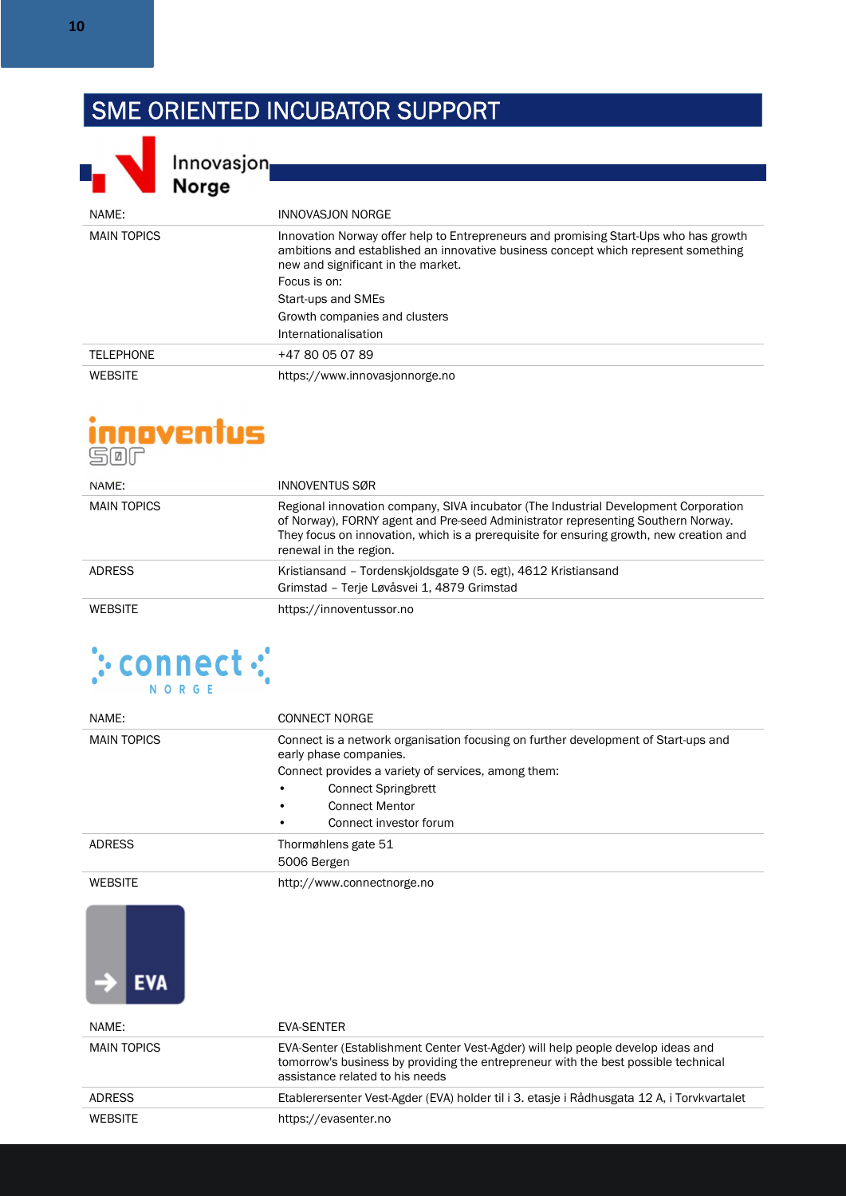# SME ORIENTED INCUBATOR SUPPORT

| NAME: | INNOVASJON NORGE |
| --- | --- |
| MAIN TOPICS | Innovation Norway offer help to Entrepreneurs and promising Start-Ups who has growth ambitions and established an innovative business concept which represent something new and significant in the market.<br>Focus is on:<br>Start-ups and SMEs<br>Growth companies and clusters<br>Internationalisation |
| TELEPHONE | +47 80 05 07 89 |
| WEBSITE | https://www.innovasjonnorge.no |

| NAME: | INNOVENTUS SØR |
| --- | --- |
| MAIN TOPICS | Regional innovation company, SIVA incubator (The Industrial Development Corporation of Norway), FORNY agent and Pre-seed Administrator representing Southern Norway. They focus on innovation, which is a prerequisite for ensuring growth, new creation and renewal in the region. |
| ADRESS | Kristiansand – Tordenskjoldsgate 9 (5. egt), 4612 Kristiansand<br>Grimstad – Terje Løvåsvei 1, 4879 Grimstad |
| WEBSITE | https://innoventussor.no |

| NAME: | CONNECT NORGE |
| --- | --- |
| MAIN TOPICS | Connect is a network organisation focusing on further development of Start-ups and early phase companies.<br>Connect provides a variety of services, among them:<br>• Connect Springbrett<br>• Connect Mentor<br>• Connect investor forum |
| ADRESS | Thormøhlens gate 51<br>5006 Bergen |
| WEBSITE | http://www.connectnorge.no |

| NAME: | EVA-SENTER |
| --- | --- |
| MAIN TOPICS | EVA-Senter (Establishment Center Vest-Agder) will help people develop ideas and tomorrow's business by providing the entrepreneur with the best possible technical assistance related to his needs |
| ADRESS | Etablerersenter Vest-Agder (EVA) holder til i 3. etasje i Rådhusgata 12 A, i Torvkvartalet |
| WEBSITE | https://evasenter.no |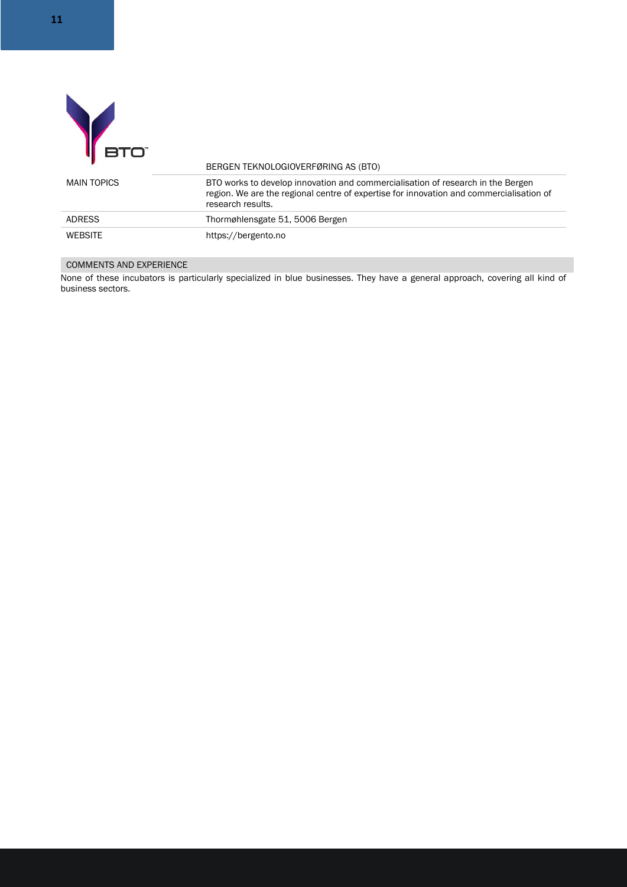| | BERGEN TEKNOLOGIOVERFØRING AS (BTO) |
|---|---|
| MAIN TOPICS | BTO works to develop innovation and commercialisation of research in the Bergen region. We are the regional centre of expertise for innovation and commercialisation of research results. |
| ADRESS | Thormøhlensgate 51, 5006 Bergen |
| WEBSITE | https://bergento.no |

COMMENTS AND EXPERIENCE

None of these incubators is particularly specialized in blue businesses. They have a general approach, covering all kind of business sectors.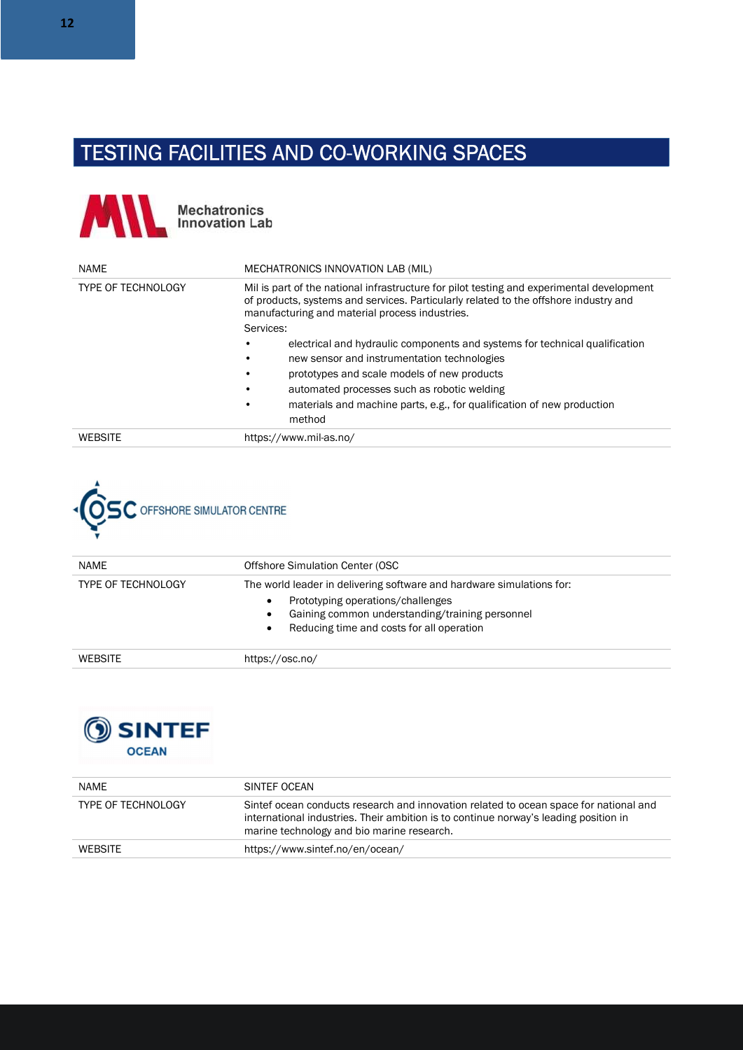# TESTING FACILITIES AND CO-WORKING SPACES

Mechatronics Innovation Lab

| NAME | MECHATRONICS INNOVATION LAB (MIL) |
|---|---|
| TYPE OF TECHNOLOGY | Mil is part of the national infrastructure for pilot testing and experimental development of products, systems and services. Particularly related to the offshore industry and manufacturing and material process industries.<br>Services:<br>• electrical and hydraulic components and systems for technical qualification<br>• new sensor and instrumentation technologies<br>• prototypes and scale models of new products<br>• automated processes such as robotic welding<br>• materials and machine parts, e.g., for qualification of new production method |
| WEBSITE | https://www.mil-as.no/ |

OSC OFFSHORE SIMULATOR CENTRE

| NAME | Offshore Simulation Center (OSC |
|---|---|
| TYPE OF TECHNOLOGY | The world leader in delivering software and hardware simulations for:<br>• Prototyping operations/challenges<br>• Gaining common understanding/training personnel<br>• Reducing time and costs for all operation |
| WEBSITE | https://osc.no/ |

SINTEF OCEAN

| NAME | SINTEF OCEAN |
|---|---|
| TYPE OF TECHNOLOGY | Sintef ocean conducts research and innovation related to ocean space for national and international industries. Their ambition is to continue norway's leading position in marine technology and bio marine research. |
| WEBSITE | https://www.sintef.no/en/ocean/ |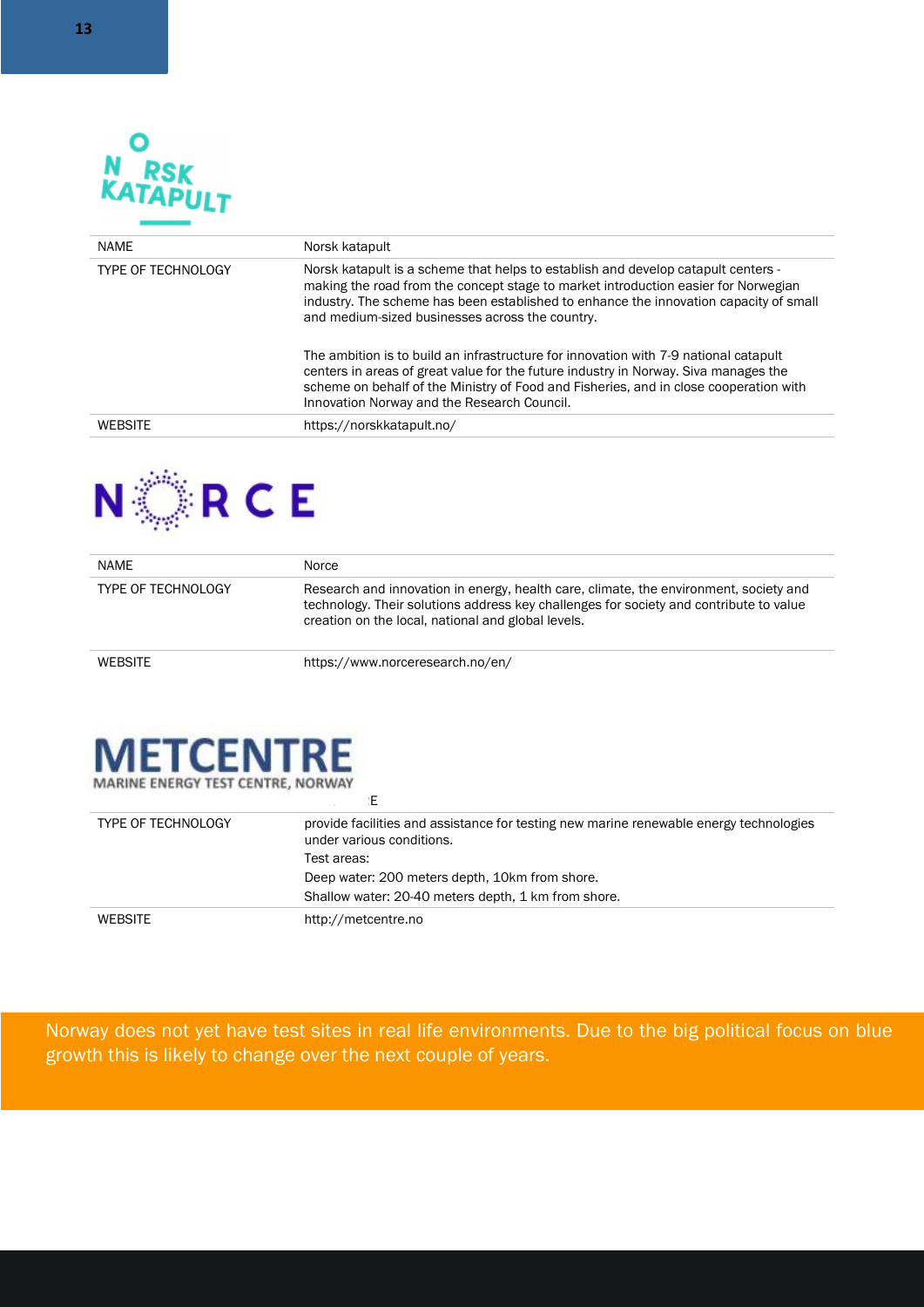| NAME | Norsk katapult |
|---|---|
| TYPE OF TECHNOLOGY | Norsk katapult is a scheme that helps to establish and develop catapult centers - making the road from the concept stage to market introduction easier for Norwegian industry. The scheme has been established to enhance the innovation capacity of small and medium-sized businesses across the country.<br><br>The ambition is to build an infrastructure for innovation with 7-9 national catapult centers in areas of great value for the future industry in Norway. Siva manages the scheme on behalf of the Ministry of Food and Fisheries, and in close cooperation with Innovation Norway and the Research Council. |
| WEBSITE | https://norskkatapult.no/ |

| NAME | Norce |
|---|---|
| TYPE OF TECHNOLOGY | Research and innovation in energy, health care, climate, the environment, society and technology. Their solutions address key challenges for society and contribute to value creation on the local, national and global levels. |
| WEBSITE | https://www.norceresearch.no/en/ |

METCENTRE

MARINE ENERGY TEST CENTRE, NORWAY

| | E |
|---|---|
| TYPE OF TECHNOLOGY | provide facilities and assistance for testing new marine renewable energy technologies under various conditions.<br>Test areas:<br>Deep water: 200 meters depth, 10km from shore.<br>Shallow water: 20-40 meters depth, 1 km from shore. |
| WEBSITE | http://metcentre.no |

Norway does not yet have test sites in real life environments. Due to the big political focus on blue growth this is likely to change over the next couple of years.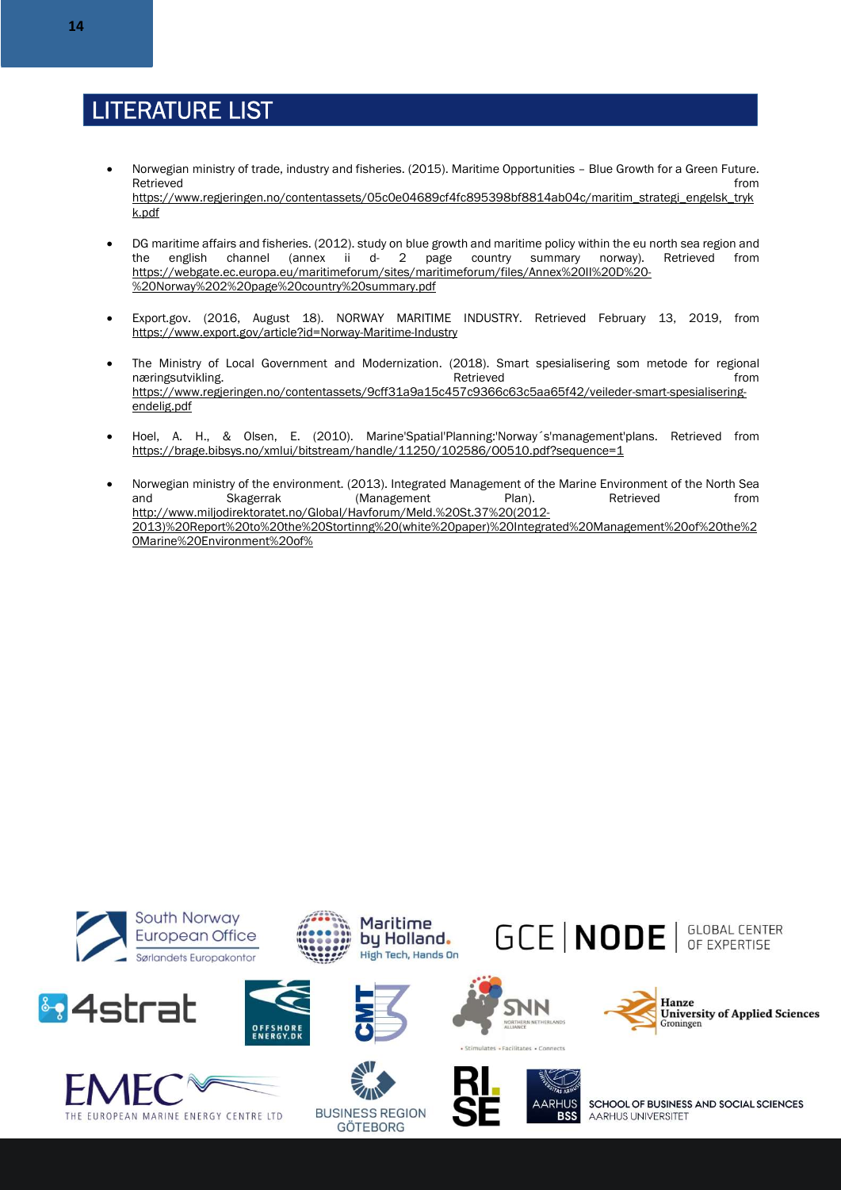# LITERATURE LIST

- Norwegian ministry of trade, industry and fisheries. (2015). Maritime Opportunities – Blue Growth for a Green Future. Retrieved from https://www.regjeringen.no/contentassets/05c0e04689cf4fc895398bf8814ab04c/maritim_strategi_engelsk_trykk.pdf

- DG maritime affairs and fisheries. (2012). study on blue growth and maritime policy within the eu north sea region and the english channel (annex ii d- 2 page country summary norway). Retrieved from https://webgate.ec.europa.eu/maritimeforum/sites/maritimeforum/files/Annex%20II%20D%20-%20Norway%202%20page%20country%20summary.pdf

- Export.gov. (2016, August 18). NORWAY MARITIME INDUSTRY. Retrieved February 13, 2019, from https://www.export.gov/article?id=Norway-Maritime-Industry

- The Ministry of Local Government and Modernization. (2018). Smart spesialisering som metode for regional næringsutvikling. Retrieved from https://www.regjeringen.no/contentassets/9cff31a9a15c457c9366c63c5aa65f42/veileder-smart-spesialisering-endelig.pdf

- Hoel, A. H., & Olsen, E. (2010). Marine'Spatial'Planning:'Norway´s'management'plans. Retrieved from https://brage.bibsys.no/xmlui/bitstream/handle/11250/102586/00510.pdf?sequence=1

- Norwegian ministry of the environment. (2013). Integrated Management of the Marine Environment of the North Sea and Skagerrak (Management Plan). Retrieved from http://www.miljodirektoratet.no/Global/Havforum/Meld.%20St.37%20(2012-2013)%20Report%20to%20the%20Stortinng%20(white%20paper)%20Integrated%20Management%20of%20the%20Marine%20Environment%20of%